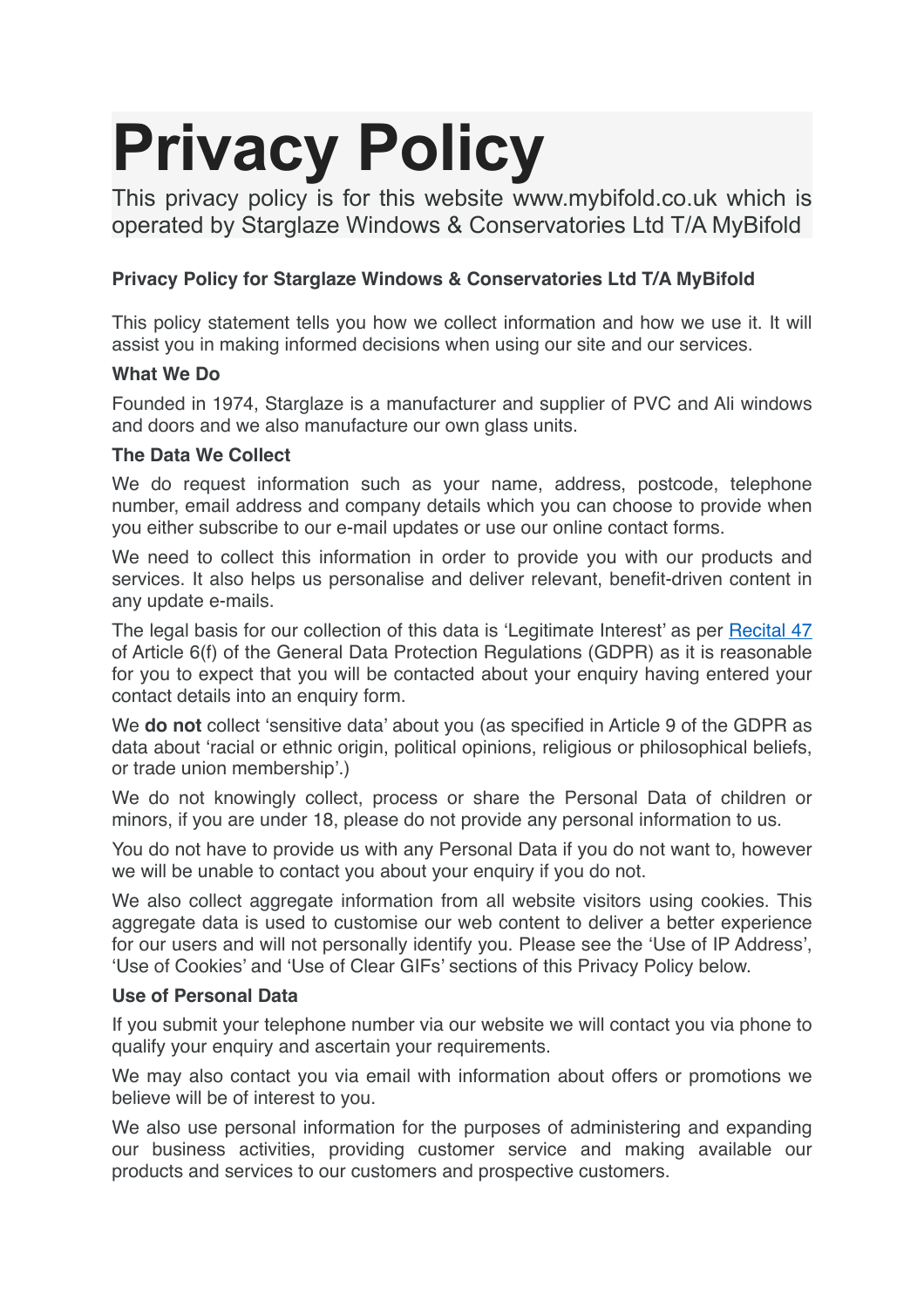# Privacy Policy

This privacy policy is for this website www.mybifold.co.uk which is operated by Starglaze Windows & Conservatories Ltd T/A MyBifold

**Privacy Policy for Starglaze Windows & Conservatories Ltd T/A MyBifold**

This policy statement tells you how we collect information and how we use it. It will assist you in making informed decisions when using our site and our services.

**What We Do**

Founded in 1974, Starglaze is a manufacturer and supplier of PVC and Ali windows and doors and we also manufacture our own glass units.

**The Data We Collect**

We do request information such as your name, address, postcode, telephone number, email address and company details which you can choose to provide when you either subscribe to our e-mail updates or use our online contact forms.

We need to collect this information in order to provide you with our products and services. It also helps us personalise and deliver relevant, benefit-driven content in any update e-mails.

The legal basis for our collection of this data is 'Legitimate Interest' as per Recital 47 of Article 6(f) of the General Data Protection Regulations (GDPR) as it is reasonable for you to expect that you will be contacted about your enquiry having entered your contact details into an enquiry form.

We **do not** collect 'sensitive data' about you (as specified in Article 9 of the GDPR as data about 'racial or ethnic origin, political opinions, religious or philosophical beliefs, or trade union membership'.)

We do not knowingly collect, process or share the Personal Data of children or minors, if you are under 18, please do not provide any personal information to us.

You do not have to provide us with any Personal Data if you do not want to, however we will be unable to contact you about your enquiry if you do not.

We also collect aggregate information from all website visitors using cookies. This aggregate data is used to customise our web content to deliver a better experience for our users and will not personally identify you. Please see the 'Use of IP Address', 'Use of Cookies' and 'Use of Clear GIFs' sections of this Privacy Policy below.

**Use of Personal Data**

If you submit your telephone number via our website we will contact you via phone to qualify your enquiry and ascertain your requirements.

We may also contact you via email with information about offers or promotions we believe will be of interest to you.

We also use personal information for the purposes of administering and expanding our business activities, providing customer service and making available our products and services to our customers and prospective customers.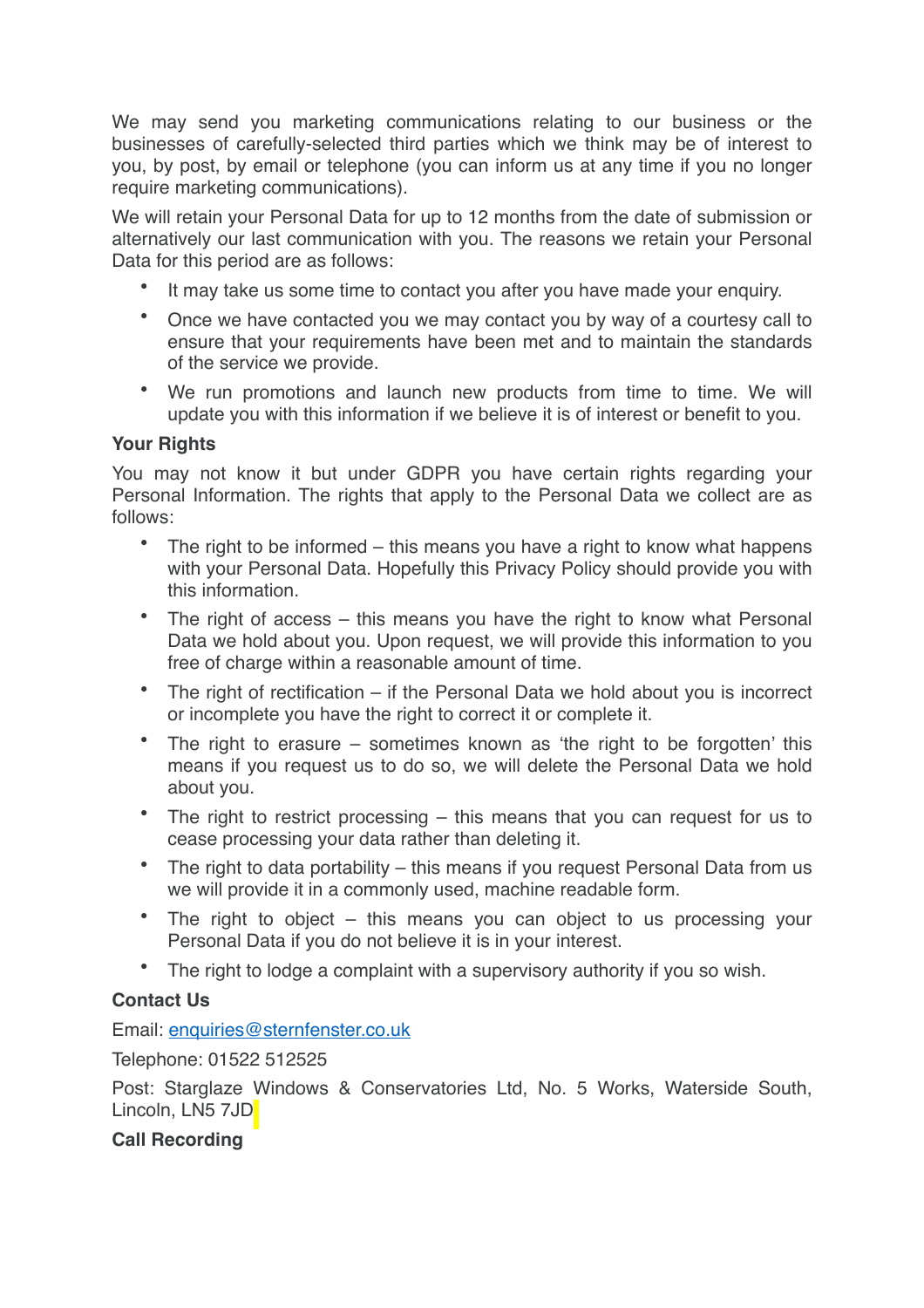We may send you marketing communications relating to our business or the businesses of carefully-selected third parties which we think may be of interest to you, by post, by email or telephone (you can inform us at any time if you no longer require marketing communications).

We will retain your Personal Data for up to 12 months from the date of submission or alternatively our last communication with you. The reasons we retain your Personal Data for this period are as follows:

- It may take us some time to contact you after you have made your enquiry.
- Once we have contacted you we may contact you by way of a courtesy call to ensure that your requirements have been met and to maintain the standards of the service we provide.
- We run promotions and launch new products from time to time. We will update you with this information if we believe it is of interest or benefit to you.

**Your Rights**

You may not know it but under GDPR you have certain rights regarding your Personal Information. The rights that apply to the Personal Data we collect are as follows:

- The right to be informed – this means you have a right to know what happens with your Personal Data. Hopefully this Privacy Policy should provide you with this information.
- The right of access – this means you have the right to know what Personal Data we hold about you. Upon request, we will provide this information to you free of charge within a reasonable amount of time.
- The right of rectification – if the Personal Data we hold about you is incorrect or incomplete you have the right to correct it or complete it.
- The right to erasure – sometimes known as 'the right to be forgotten' this means if you request us to do so, we will delete the Personal Data we hold about you.
- The right to restrict processing – this means that you can request for us to cease processing your data rather than deleting it.
- The right to data portability – this means if you request Personal Data from us we will provide it in a commonly used, machine readable form.
- The right to object – this means you can object to us processing your Personal Data if you do not believe it is in your interest.
- The right to lodge a complaint with a supervisory authority if you so wish.

**Contact Us**

Email: enquiries@sternfenster.co.uk

Telephone: 01522 512525

Post: Starglaze Windows & Conservatories Ltd, No. 5 Works, Waterside South, Lincoln, LN5 7JD

**Call Recording**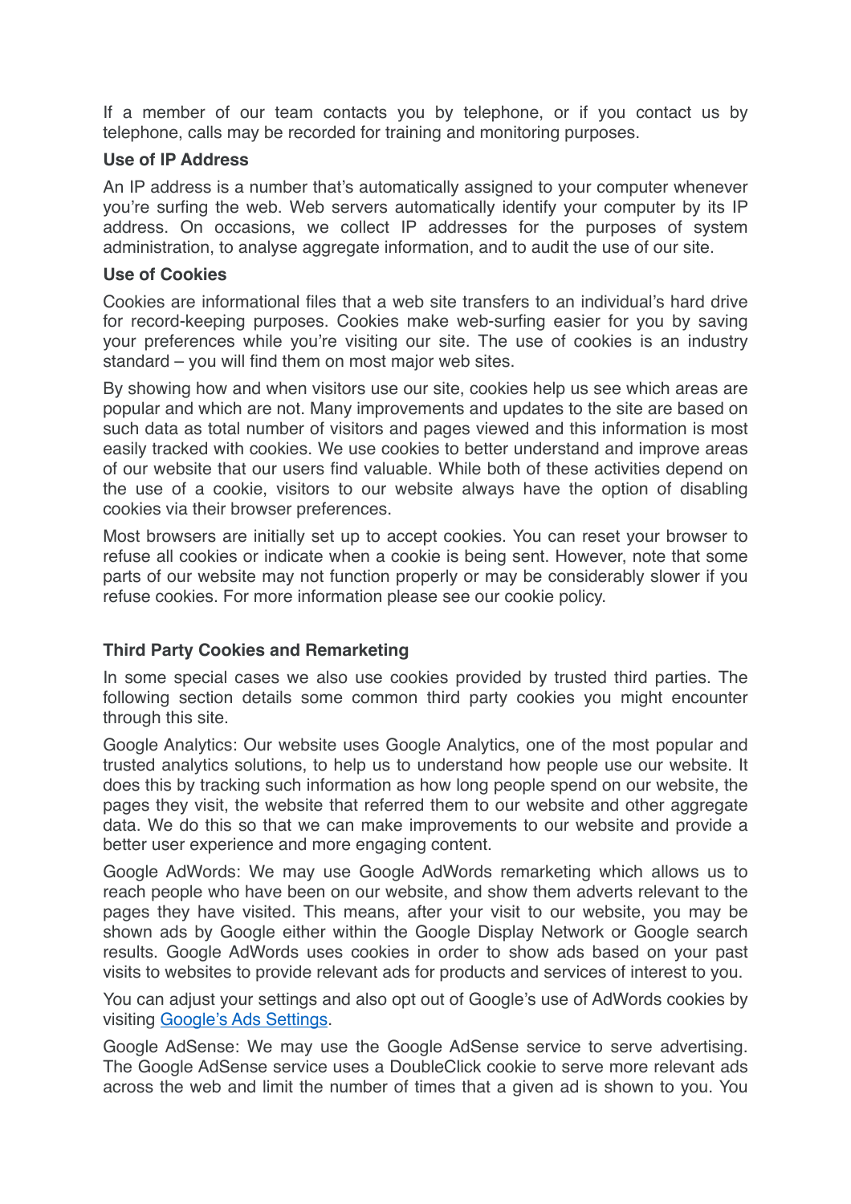If a member of our team contacts you by telephone, or if you contact us by telephone, calls may be recorded for training and monitoring purposes.

**Use of IP Address**

An IP address is a number that's automatically assigned to your computer whenever you're surfing the web. Web servers automatically identify your computer by its IP address. On occasions, we collect IP addresses for the purposes of system administration, to analyse aggregate information, and to audit the use of our site.

**Use of Cookies**

Cookies are informational files that a web site transfers to an individual's hard drive for record-keeping purposes. Cookies make web-surfing easier for you by saving your preferences while you're visiting our site. The use of cookies is an industry standard – you will find them on most major web sites.

By showing how and when visitors use our site, cookies help us see which areas are popular and which are not. Many improvements and updates to the site are based on such data as total number of visitors and pages viewed and this information is most easily tracked with cookies. We use cookies to better understand and improve areas of our website that our users find valuable. While both of these activities depend on the use of a cookie, visitors to our website always have the option of disabling cookies via their browser preferences.

Most browsers are initially set up to accept cookies. You can reset your browser to refuse all cookies or indicate when a cookie is being sent. However, note that some parts of our website may not function properly or may be considerably slower if you refuse cookies. For more information please see our cookie policy.

**Third Party Cookies and Remarketing**

In some special cases we also use cookies provided by trusted third parties. The following section details some common third party cookies you might encounter through this site.

Google Analytics: Our website uses Google Analytics, one of the most popular and trusted analytics solutions, to help us to understand how people use our website. It does this by tracking such information as how long people spend on our website, the pages they visit, the website that referred them to our website and other aggregate data. We do this so that we can make improvements to our website and provide a better user experience and more engaging content.

Google AdWords: We may use Google AdWords remarketing which allows us to reach people who have been on our website, and show them adverts relevant to the pages they have visited. This means, after your visit to our website, you may be shown ads by Google either within the Google Display Network or Google search results. Google AdWords uses cookies in order to show ads based on your past visits to websites to provide relevant ads for products and services of interest to you.

You can adjust your settings and also opt out of Google's use of AdWords cookies by visiting Google's Ads Settings.

Google AdSense: We may use the Google AdSense service to serve advertising. The Google AdSense service uses a DoubleClick cookie to serve more relevant ads across the web and limit the number of times that a given ad is shown to you. You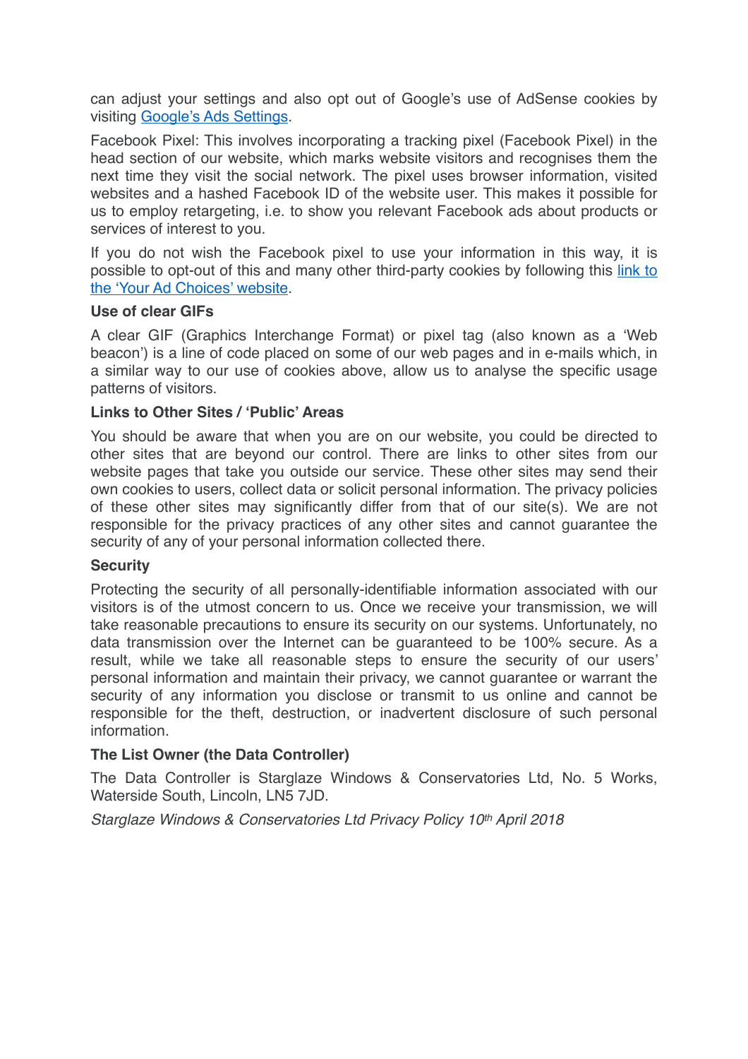can adjust your settings and also opt out of Google's use of AdSense cookies by visiting Google's Ads Settings.

Facebook Pixel: This involves incorporating a tracking pixel (Facebook Pixel) in the head section of our website, which marks website visitors and recognises them the next time they visit the social network. The pixel uses browser information, visited websites and a hashed Facebook ID of the website user. This makes it possible for us to employ retargeting, i.e. to show you relevant Facebook ads about products or services of interest to you.

If you do not wish the Facebook pixel to use your information in this way, it is possible to opt-out of this and many other third-party cookies by following this link to the 'Your Ad Choices' website.

**Use of clear GIFs**

A clear GIF (Graphics Interchange Format) or pixel tag (also known as a 'Web beacon') is a line of code placed on some of our web pages and in e-mails which, in a similar way to our use of cookies above, allow us to analyse the specific usage patterns of visitors.

**Links to Other Sites / 'Public' Areas**

You should be aware that when you are on our website, you could be directed to other sites that are beyond our control. There are links to other sites from our website pages that take you outside our service. These other sites may send their own cookies to users, collect data or solicit personal information. The privacy policies of these other sites may significantly differ from that of our site(s). We are not responsible for the privacy practices of any other sites and cannot guarantee the security of any of your personal information collected there.

**Security**

Protecting the security of all personally-identifiable information associated with our visitors is of the utmost concern to us. Once we receive your transmission, we will take reasonable precautions to ensure its security on our systems. Unfortunately, no data transmission over the Internet can be guaranteed to be 100% secure. As a result, while we take all reasonable steps to ensure the security of our users' personal information and maintain their privacy, we cannot guarantee or warrant the security of any information you disclose or transmit to us online and cannot be responsible for the theft, destruction, or inadvertent disclosure of such personal information.

**The List Owner (the Data Controller)**

The Data Controller is Starglaze Windows & Conservatories Ltd, No. 5 Works, Waterside South, Lincoln, LN5 7JD.

*Starglaze Windows & Conservatories Ltd Privacy Policy 10th April 2018*